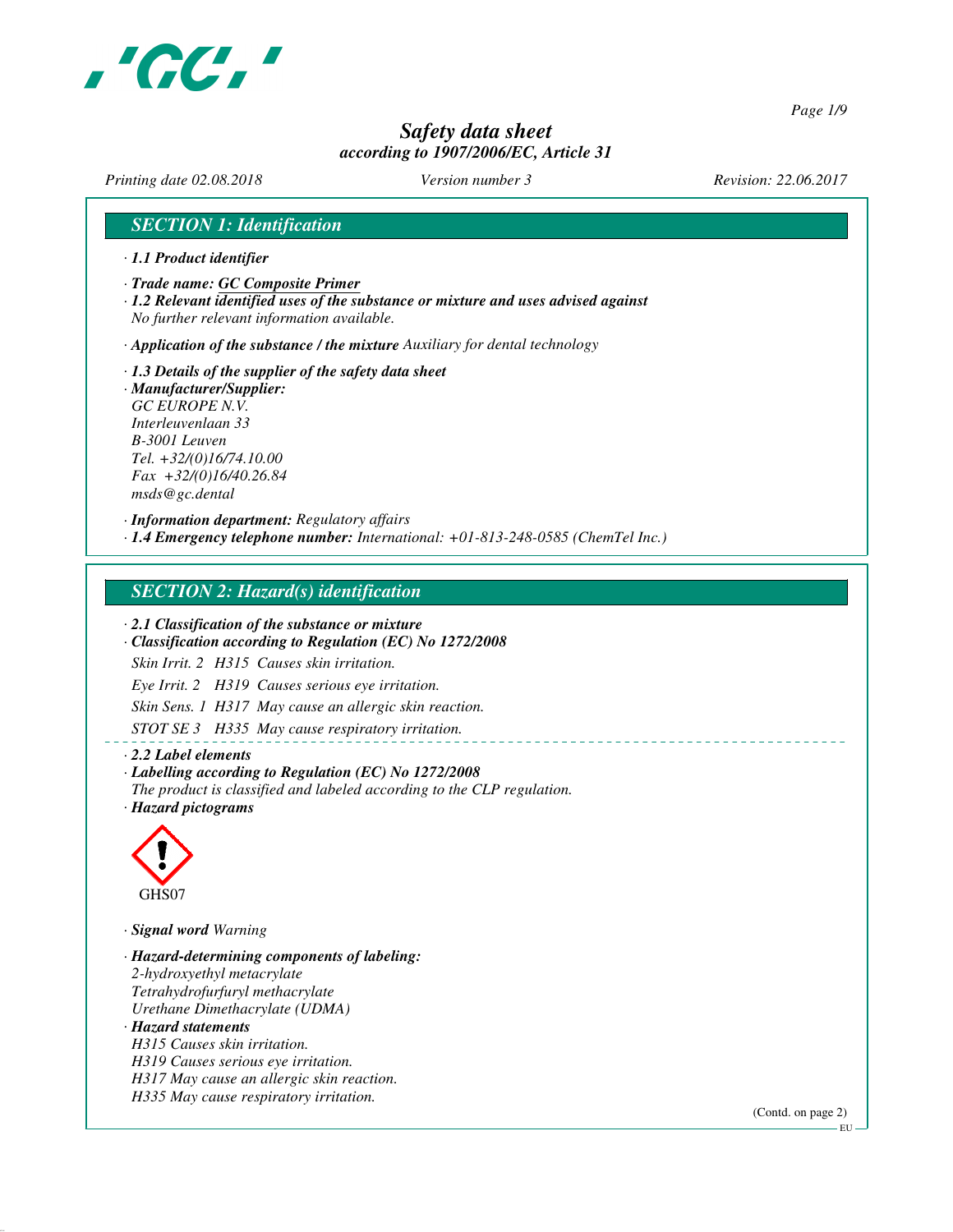# Safety data sheet
*according to 1907/2006/EC, Article 31*

*Printing date 02.08.2018* *Version number 3* *Revision: 22.06.2017*

## SECTION 1: Identification

· **1.1 Product identifier**

· **Trade name: GC Composite Primer**

· **1.2 Relevant identified uses of the substance or mixture and uses advised against**
No further relevant information available.

· **Application of the substance / the mixture** Auxiliary for dental technology

· **1.3 Details of the supplier of the safety data sheet**

· **Manufacturer/Supplier:**
GC EUROPE N.V.
Interleuvenlaan 33
B-3001 Leuven
Tel. +32/(0)16/74.10.00
Fax +32/(0)16/40.26.84
msds@gc.dental

· **Information department:** Regulatory affairs

· **1.4 Emergency telephone number:** International: +01-813-248-0585 (ChemTel Inc.)

## SECTION 2: Hazard(s) identification

· **2.1 Classification of the substance or mixture**

· **Classification according to Regulation (EC) No 1272/2008**

Skin Irrit. 2 H315 Causes skin irritation.

Eye Irrit. 2 H319 Causes serious eye irritation.

Skin Sens. 1 H317 May cause an allergic skin reaction.

STOT SE 3 H335 May cause respiratory irritation.

· **2.2 Label elements**

· **Labelling according to Regulation (EC) No 1272/2008**
The product is classified and labeled according to the CLP regulation.

· **Hazard pictograms**

GHS07

· **Signal word** Warning

· **Hazard-determining components of labeling:**
2-hydroxyethyl metacrylate
Tetrahydrofurfuryl methacrylate
Urethane Dimethacrylate (UDMA)

· **Hazard statements**
H315 Causes skin irritation.
H319 Causes serious eye irritation.
H317 May cause an allergic skin reaction.
H335 May cause respiratory irritation.

(Contd. on page 2)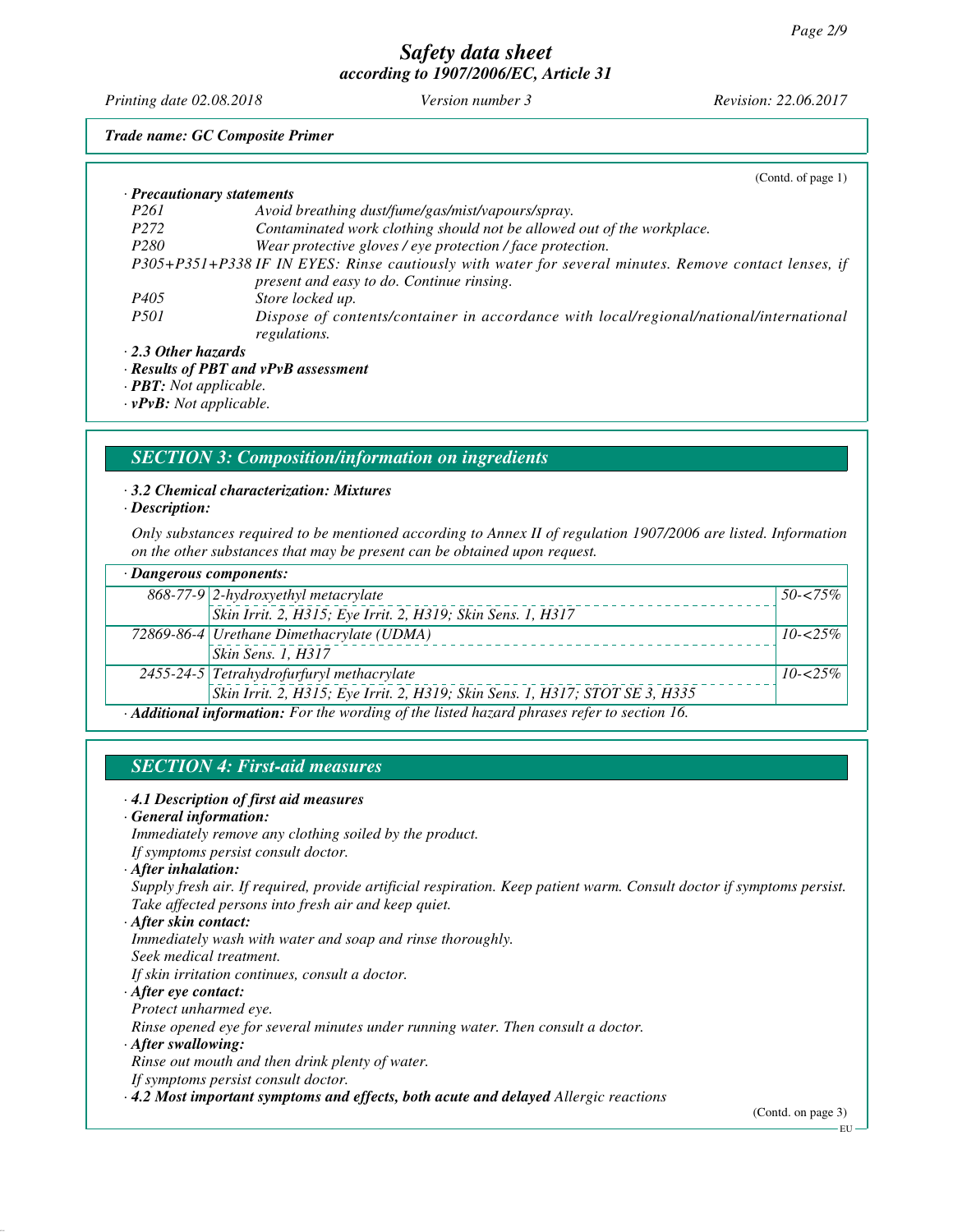*Trade name: GC Composite Primer*

(Contd. of page 1)

· **Precautionary statements**

| | |
|---|---|
| P261 | Avoid breathing dust/fume/gas/mist/vapours/spray. |
| P272 | Contaminated work clothing should not be allowed out of the workplace. |
| P280 | Wear protective gloves / eye protection / face protection. |
| P305+P351+P338 | IF IN EYES: Rinse cautiously with water for several minutes. Remove contact lenses, if present and easy to do. Continue rinsing. |
| P405 | Store locked up. |
| P501 | Dispose of contents/container in accordance with local/regional/national/international regulations. |

· **2.3 Other hazards**

· **Results of PBT and vPvB assessment**

· **PBT:** Not applicable.

· **vPvB:** Not applicable.

## SECTION 3: Composition/information on ingredients

· **3.2 Chemical characterization: Mixtures**

· **Description:**

Only substances required to be mentioned according to Annex II of regulation 1907/2006 are listed. Information on the other substances that may be present can be obtained upon request.

· **Dangerous components:**

| CAS | Component | Concentration |
|---|---|---|
| 868-77-9 | 2-hydroxyethyl metacrylate<br>Skin Irrit. 2, H315; Eye Irrit. 2, H319; Skin Sens. 1, H317 | 50-<75% |
| 72869-86-4 | Urethane Dimethacrylate (UDMA)<br>Skin Sens. 1, H317 | 10-<25% |
| 2455-24-5 | Tetrahydrofurfuryl methacrylate<br>Skin Irrit. 2, H315; Eye Irrit. 2, H319; Skin Sens. 1, H317; STOT SE 3, H335 | 10-<25% |

· **Additional information:** For the wording of the listed hazard phrases refer to section 16.

## SECTION 4: First-aid measures

· **4.1 Description of first aid measures**

· **General information:**

Immediately remove any clothing soiled by the product.
If symptoms persist consult doctor.

· **After inhalation:**

Supply fresh air. If required, provide artificial respiration. Keep patient warm. Consult doctor if symptoms persist.
Take affected persons into fresh air and keep quiet.

· **After skin contact:**

Immediately wash with water and soap and rinse thoroughly.
Seek medical treatment.
If skin irritation continues, consult a doctor.

· **After eye contact:**

Protect unharmed eye.
Rinse opened eye for several minutes under running water. Then consult a doctor.

· **After swallowing:**

Rinse out mouth and then drink plenty of water.
If symptoms persist consult doctor.

· **4.2 Most important symptoms and effects, both acute and delayed** Allergic reactions

(Contd. on page 3)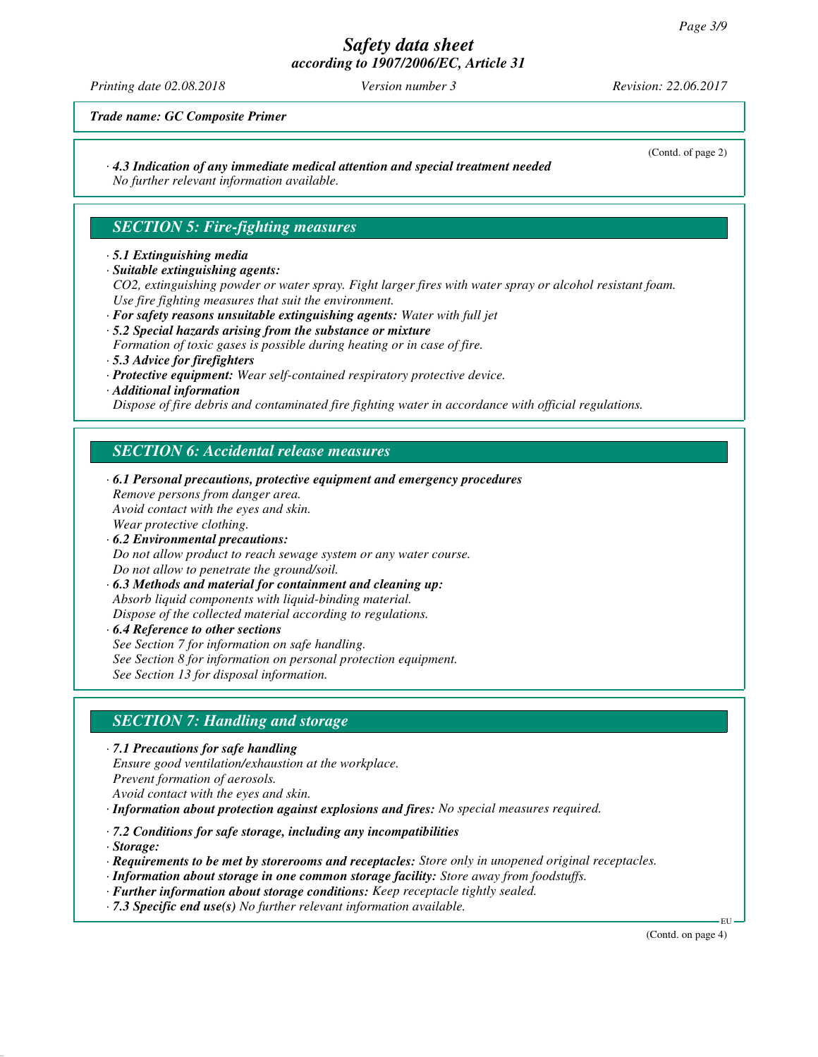(Contd. of page 2)

· *4.3 Indication of any immediate medical attention and special treatment needed*
*No further relevant information available.*

## SECTION 5: Fire-fighting measures

· **5.1 Extinguishing media**
· **Suitable extinguishing agents:**
*$CO_2$, extinguishing powder or water spray. Fight larger fires with water spray or alcohol resistant foam.*
*Use fire fighting measures that suit the environment.*
· **For safety reasons unsuitable extinguishing agents:** *Water with full jet*
· **5.2 Special hazards arising from the substance or mixture**
*Formation of toxic gases is possible during heating or in case of fire.*
· **5.3 Advice for firefighters**
· **Protective equipment:** *Wear self-contained respiratory protective device.*
· **Additional information**
*Dispose of fire debris and contaminated fire fighting water in accordance with official regulations.*

## SECTION 6: Accidental release measures

· **6.1 Personal precautions, protective equipment and emergency procedures**
*Remove persons from danger area.*
*Avoid contact with the eyes and skin.*
*Wear protective clothing.*
· **6.2 Environmental precautions:**
*Do not allow product to reach sewage system or any water course.*
*Do not allow to penetrate the ground/soil.*
· **6.3 Methods and material for containment and cleaning up:**
*Absorb liquid components with liquid-binding material.*
*Dispose of the collected material according to regulations.*
· **6.4 Reference to other sections**
*See Section 7 for information on safe handling.*
*See Section 8 for information on personal protection equipment.*
*See Section 13 for disposal information.*

## SECTION 7: Handling and storage

· **7.1 Precautions for safe handling**
*Ensure good ventilation/exhaustion at the workplace.*
*Prevent formation of aerosols.*
*Avoid contact with the eyes and skin.*
· **Information about protection against explosions and fires:** *No special measures required.*

· **7.2 Conditions for safe storage, including any incompatibilities**
· **Storage:**
· **Requirements to be met by storerooms and receptacles:** *Store only in unopened original receptacles.*
· **Information about storage in one common storage facility:** *Store away from foodstuffs.*
· **Further information about storage conditions:** *Keep receptacle tightly sealed.*
· **7.3 Specific end use(s)** *No further relevant information available.*

(Contd. on page 4)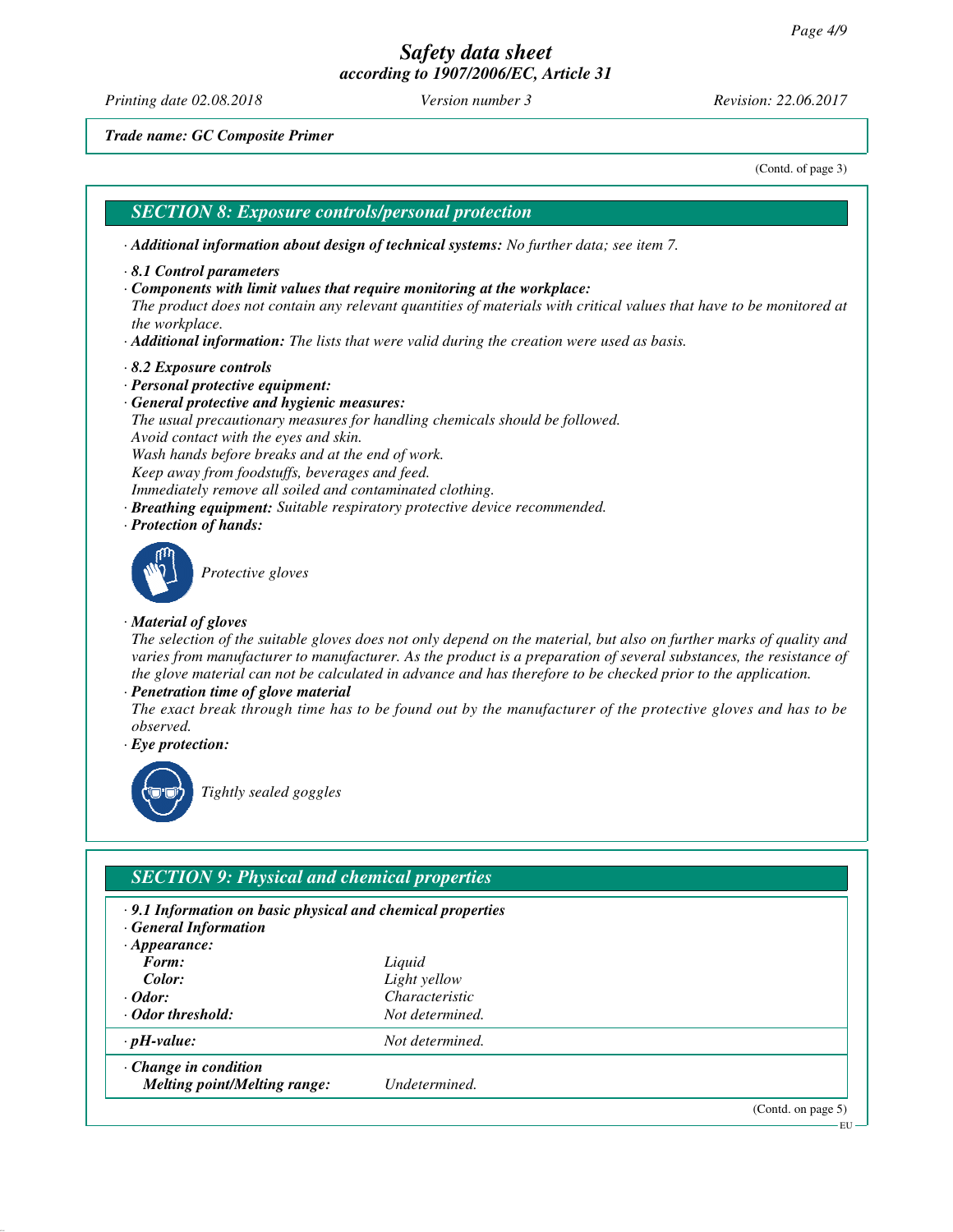*Trade name: GC Composite Primer*

(Contd. of page 3)

## SECTION 8: Exposure controls/personal protection

· **Additional information about design of technical systems:** No further data; see item 7.

· **8.1 Control parameters**

· **Components with limit values that require monitoring at the workplace:**
The product does not contain any relevant quantities of materials with critical values that have to be monitored at the workplace.

· **Additional information:** The lists that were valid during the creation were used as basis.

· **8.2 Exposure controls**

· **Personal protective equipment:**

· **General protective and hygienic measures:**
The usual precautionary measures for handling chemicals should be followed.
Avoid contact with the eyes and skin.
Wash hands before breaks and at the end of work.
Keep away from foodstuffs, beverages and feed.
Immediately remove all soiled and contaminated clothing.

· **Breathing equipment:** Suitable respiratory protective device recommended.

· **Protection of hands:**

Protective gloves

· **Material of gloves**
The selection of the suitable gloves does not only depend on the material, but also on further marks of quality and varies from manufacturer to manufacturer. As the product is a preparation of several substances, the resistance of the glove material can not be calculated in advance and has therefore to be checked prior to the application.

· **Penetration time of glove material**
The exact break through time has to be found out by the manufacturer of the protective gloves and has to be observed.

· **Eye protection:**

Tightly sealed goggles

## SECTION 9: Physical and chemical properties

· **9.1 Information on basic physical and chemical properties**

· **General Information**

| | |
|---|---|
| · **Appearance:** | |
| **Form:** | Liquid |
| **Color:** | Light yellow |
| · **Odor:** | Characteristic |
| · **Odor threshold:** | Not determined. |
| · **pH-value:** | Not determined. |
| · **Change in condition** | |
| **Melting point/Melting range:** | Undetermined. |

(Contd. on page 5)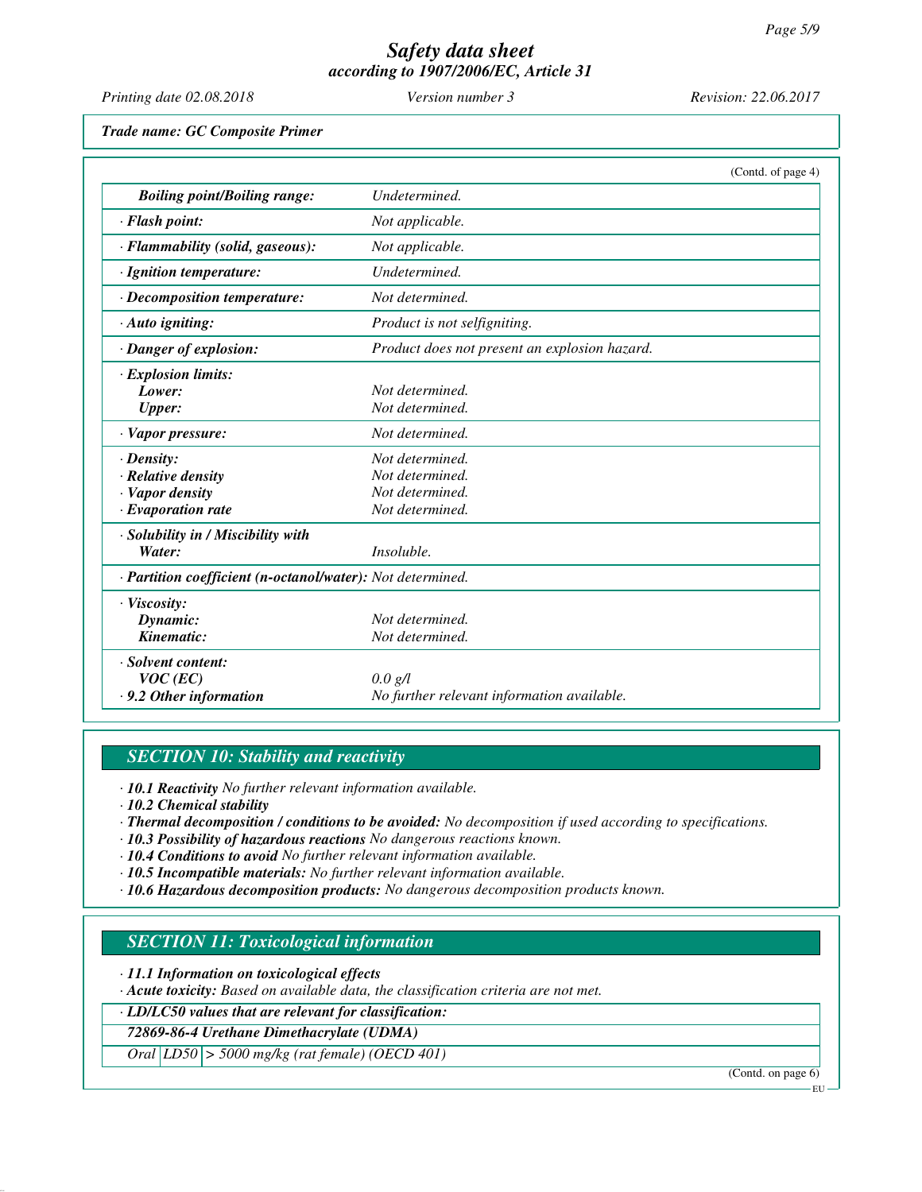*Trade name: GC Composite Primer*

(Contd. of page 4)

| | |
|---|---|
| ***Boiling point/Boiling range:*** | *Undetermined.* |
| ***· Flash point:*** | *Not applicable.* |
| ***· Flammability (solid, gaseous):*** | *Not applicable.* |
| ***· Ignition temperature:*** | *Undetermined.* |
| ***· Decomposition temperature:*** | *Not determined.* |
| ***· Auto igniting:*** | *Product is not selfigniting.* |
| ***· Danger of explosion:*** | *Product does not present an explosion hazard.* |
| ***· Explosion limits:*** | |
| ***Lower:*** | *Not determined.* |
| ***Upper:*** | *Not determined.* |
| ***· Vapor pressure:*** | *Not determined.* |
| ***· Density:*** | *Not determined.* |
| ***· Relative density*** | *Not determined.* |
| ***· Vapor density*** | *Not determined.* |
| ***· Evaporation rate*** | *Not determined.* |
| ***· Solubility in / Miscibility with*** | |
| ***Water:*** | *Insoluble.* |
| ***· Partition coefficient (n-octanol/water):*** | *Not determined.* |
| ***· Viscosity:*** | |
| ***Dynamic:*** | *Not determined.* |
| ***Kinematic:*** | *Not determined.* |
| ***· Solvent content:*** | |
| ***VOC (EC)*** | *0.0 g/l* |
| ***· 9.2 Other information*** | *No further relevant information available.* |

## *SECTION 10: Stability and reactivity*

*· **10.1 Reactivity** No further relevant information available.*
*· **10.2 Chemical stability***
*· **Thermal decomposition / conditions to be avoided:** No decomposition if used according to specifications.*
*· **10.3 Possibility of hazardous reactions** No dangerous reactions known.*
*· **10.4 Conditions to avoid** No further relevant information available.*
*· **10.5 Incompatible materials:** No further relevant information available.*
*· **10.6 Hazardous decomposition products:** No dangerous decomposition products known.*

## *SECTION 11: Toxicological information*

*· **11.1 Information on toxicological effects***
*· **Acute toxicity:** Based on available data, the classification criteria are not met.*

| *· **LD/LC50 values that are relevant for classification:*** | | |
|---|---|---|
| ***72869-86-4 Urethane Dimethacrylate (UDMA)*** | | |
| *Oral* | *LD50* | *> 5000 mg/kg (rat female) (OECD 401)* |

(Contd. on page 6)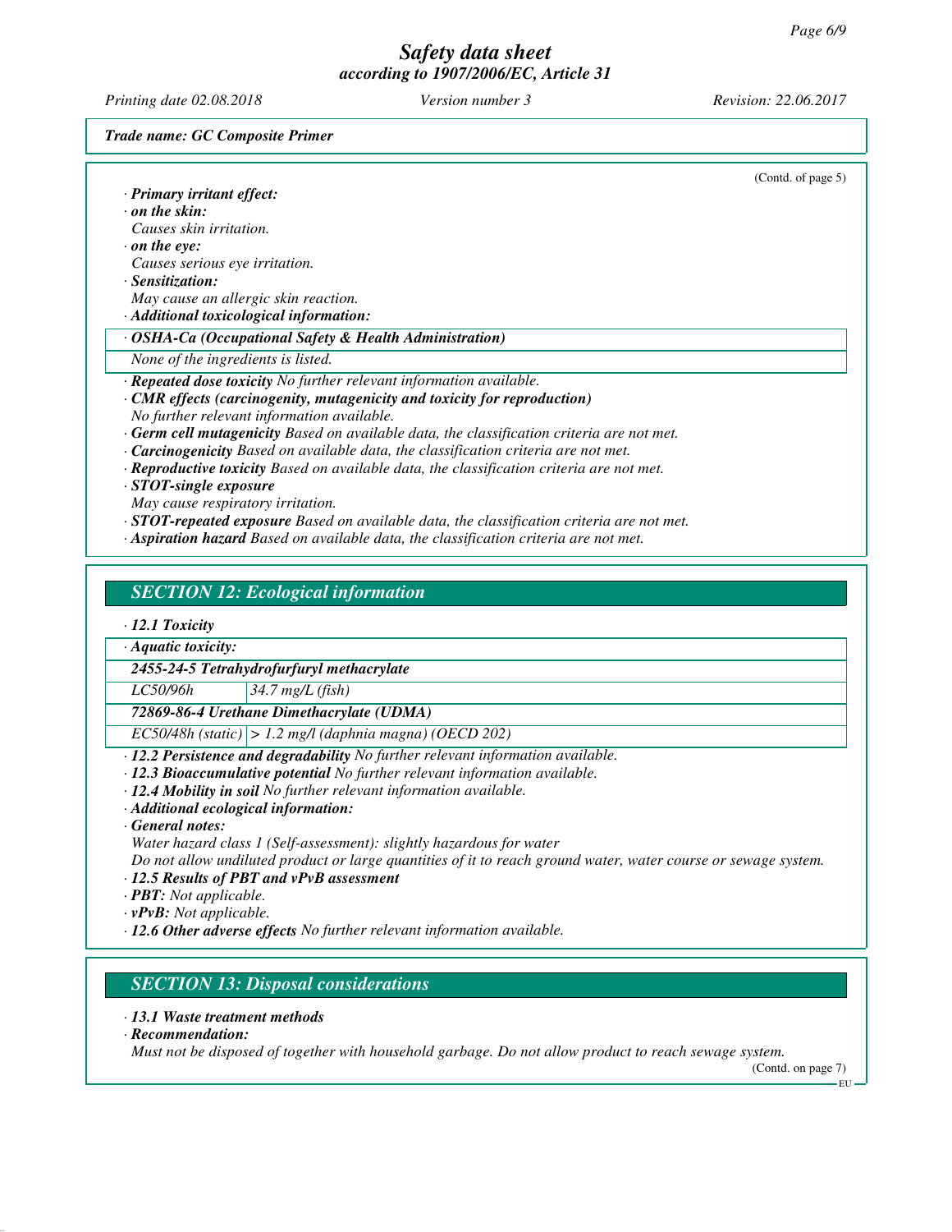(Contd. of page 5)

· **Primary irritant effect:**
· **on the skin:**
Causes skin irritation.
· **on the eye:**
Causes serious eye irritation.
· **Sensitization:**
May cause an allergic skin reaction.
· **Additional toxicological information:**

| · **OSHA-Ca (Occupational Safety & Health Administration)** |
|---|
| None of the ingredients is listed. |

· **Repeated dose toxicity** No further relevant information available.
· **CMR effects (carcinogenity, mutagenicity and toxicity for reproduction)**
No further relevant information available.
· **Germ cell mutagenicity** Based on available data, the classification criteria are not met.
· **Carcinogenicity** Based on available data, the classification criteria are not met.
· **Reproductive toxicity** Based on available data, the classification criteria are not met.
· **STOT-single exposure**
May cause respiratory irritation.
· **STOT-repeated exposure** Based on available data, the classification criteria are not met.
· **Aspiration hazard** Based on available data, the classification criteria are not met.

## SECTION 12: Ecological information

· **12.1 Toxicity**

| · **Aquatic toxicity:** | |
|---|---|
| **2455-24-5 Tetrahydrofurfuryl methacrylate** | |
| LC50/96h | 34.7 mg/L (fish) |
| **72869-86-4 Urethane Dimethacrylate (UDMA)** | |
| EC50/48h (static) | > 1.2 mg/l (daphnia magna) (OECD 202) |

· **12.2 Persistence and degradability** No further relevant information available.
· **12.3 Bioaccumulative potential** No further relevant information available.
· **12.4 Mobility in soil** No further relevant information available.
· **Additional ecological information:**
· **General notes:**
Water hazard class 1 (Self-assessment): slightly hazardous for water
Do not allow undiluted product or large quantities of it to reach ground water, water course or sewage system.
· **12.5 Results of PBT and vPvB assessment**
· **PBT:** Not applicable.
· **vPvB:** Not applicable.
· **12.6 Other adverse effects** No further relevant information available.

## SECTION 13: Disposal considerations

· **13.1 Waste treatment methods**
· **Recommendation:**
Must not be disposed of together with household garbage. Do not allow product to reach sewage system.

(Contd. on page 7)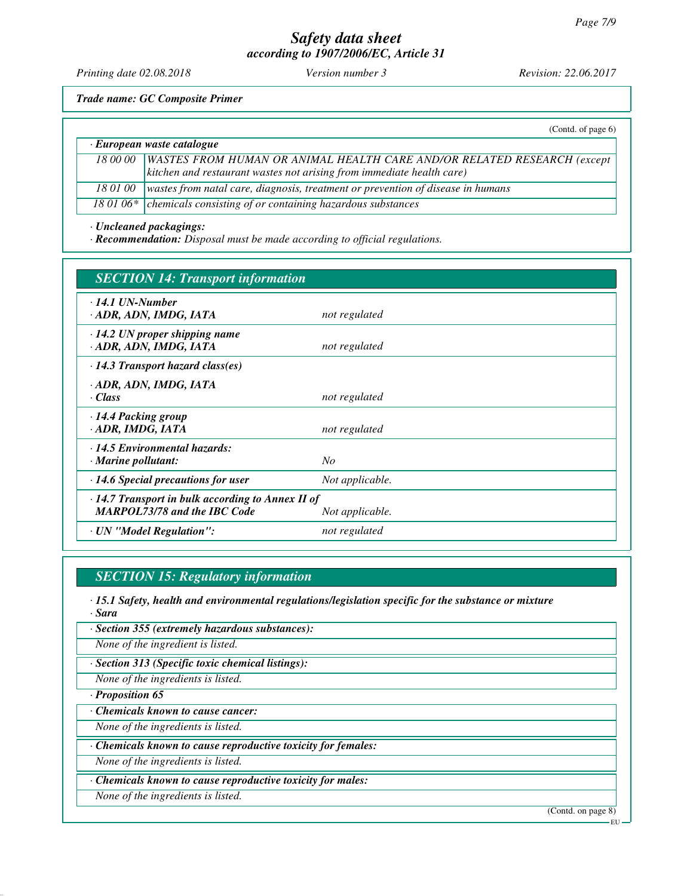**Trade name: GC Composite Primer**

(Contd. of page 6)

· ***European waste catalogue***

| | |
|---|---|
| 18 00 00 | WASTES FROM HUMAN OR ANIMAL HEALTH CARE AND/OR RELATED RESEARCH (except kitchen and restaurant wastes not arising from immediate health care) |
| 18 01 00 | wastes from natal care, diagnosis, treatment or prevention of disease in humans |
| 18 01 06* | chemicals consisting of or containing hazardous substances |

· ***Uncleaned packagings:***

· ***Recommendation:*** *Disposal must be made according to official regulations.*

## SECTION 14: Transport information

| | |
|---|---|
| · **14.1 UN-Number**<br>· **ADR, ADN, IMDG, IATA** | *not regulated* |
| · **14.2 UN proper shipping name**<br>· **ADR, ADN, IMDG, IATA** | *not regulated* |
| · **14.3 Transport hazard class(es)**<br>· **ADR, ADN, IMDG, IATA**<br>· **Class** | *not regulated* |
| · **14.4 Packing group**<br>· **ADR, IMDG, IATA** | *not regulated* |
| · **14.5 Environmental hazards:**<br>· **Marine pollutant:** | *No* |
| · **14.6 Special precautions for user** | *Not applicable.* |
| · **14.7 Transport in bulk according to Annex II of MARPOL73/78 and the IBC Code** | *Not applicable.* |
| · **UN "Model Regulation":** | *not regulated* |

## SECTION 15: Regulatory information

· ***15.1 Safety, health and environmental regulations/legislation specific for the substance or mixture***

· ***Sara***

· ***Section 355 (extremely hazardous substances):***

*None of the ingredient is listed.*

· ***Section 313 (Specific toxic chemical listings):***

*None of the ingredients is listed.*

· ***Proposition 65***

· ***Chemicals known to cause cancer:***

*None of the ingredients is listed.*

· ***Chemicals known to cause reproductive toxicity for females:***

*None of the ingredients is listed.*

· ***Chemicals known to cause reproductive toxicity for males:***

*None of the ingredients is listed.*

(Contd. on page 8)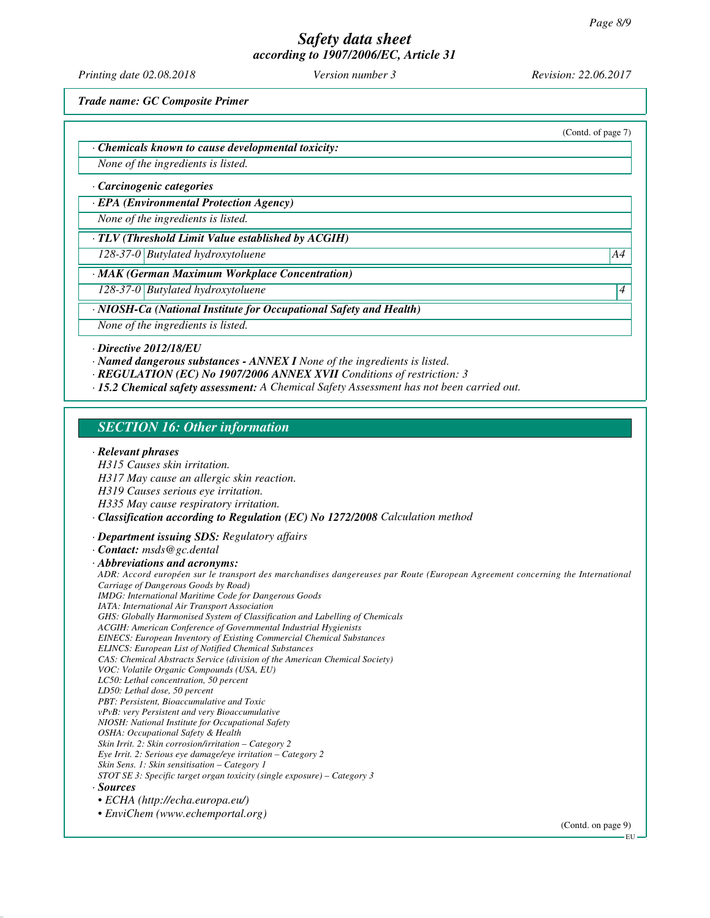(Contd. of page 7)

· ***Chemicals known to cause developmental toxicity:***

*None of the ingredients is listed.*

· ***Carcinogenic categories***

· ***EPA (Environmental Protection Agency)***

*None of the ingredients is listed.*

· ***TLV (Threshold Limit Value established by ACGIH)***

| | | |
|---|---|---|
| *128-37-0* | *Butylated hydroxytoluene* | *A4* |

· ***MAK (German Maximum Workplace Concentration)***

| | | |
|---|---|---|
| *128-37-0* | *Butylated hydroxytoluene* | *4* |

· ***NIOSH-Ca (National Institute for Occupational Safety and Health)***

*None of the ingredients is listed.*

· ***Directive 2012/18/EU***

· ***Named dangerous substances - ANNEX I*** *None of the ingredients is listed.*

· ***REGULATION (EC) No 1907/2006 ANNEX XVII*** *Conditions of restriction: 3*

· ***15.2 Chemical safety assessment:*** *A Chemical Safety Assessment has not been carried out.*

## *SECTION 16: Other information*

· ***Relevant phrases***

*H315 Causes skin irritation.*
*H317 May cause an allergic skin reaction.*
*H319 Causes serious eye irritation.*
*H335 May cause respiratory irritation.*

· ***Classification according to Regulation (EC) No 1272/2008*** *Calculation method*

· ***Department issuing SDS:*** *Regulatory affairs*

· ***Contact:*** *msds@gc.dental*

· ***Abbreviations and acronyms:***

*ADR: Accord européen sur le transport des marchandises dangereuses par Route (European Agreement concerning the International Carriage of Dangerous Goods by Road)*
*IMDG: International Maritime Code for Dangerous Goods*
*IATA: International Air Transport Association*
*GHS: Globally Harmonised System of Classification and Labelling of Chemicals*
*ACGIH: American Conference of Governmental Industrial Hygienists*
*EINECS: European Inventory of Existing Commercial Chemical Substances*
*ELINCS: European List of Notified Chemical Substances*
*CAS: Chemical Abstracts Service (division of the American Chemical Society)*
*VOC: Volatile Organic Compounds (USA, EU)*
*LC50: Lethal concentration, 50 percent*
*LD50: Lethal dose, 50 percent*
*PBT: Persistent, Bioaccumulative and Toxic*
*vPvB: very Persistent and very Bioaccumulative*
*NIOSH: National Institute for Occupational Safety*
*OSHA: Occupational Safety & Health*
*Skin Irrit. 2: Skin corrosion/irritation – Category 2*
*Eye Irrit. 2: Serious eye damage/eye irritation – Category 2*
*Skin Sens. 1: Skin sensitisation – Category 1*
*STOT SE 3: Specific target organ toxicity (single exposure) – Category 3*

· ***Sources***

- *ECHA (http://echa.europa.eu/)*
- *EnviChem (www.echemportal.org)*

(Contd. on page 9)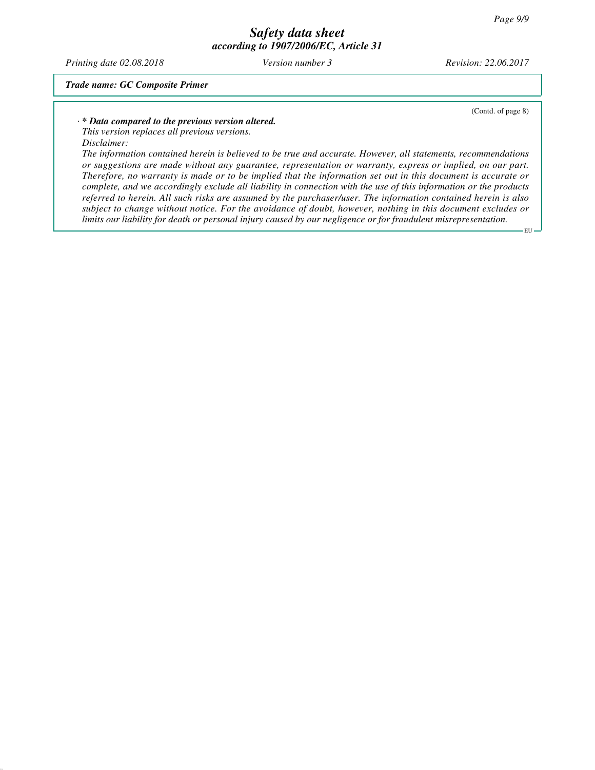**Trade name: GC Composite Primer**

(Contd. of page 8)

· *** Data compared to the previous version altered.**

*This version replaces all previous versions.*

*Disclaimer:*

*The information contained herein is believed to be true and accurate. However, all statements, recommendations or suggestions are made without any guarantee, representation or warranty, express or implied, on our part. Therefore, no warranty is made or to be implied that the information set out in this document is accurate or complete, and we accordingly exclude all liability in connection with the use of this information or the products referred to herein. All such risks are assumed by the purchaser/user. The information contained herein is also subject to change without notice. For the avoidance of doubt, however, nothing in this document excludes or limits our liability for death or personal injury caused by our negligence or for fraudulent misrepresentation.*

EU